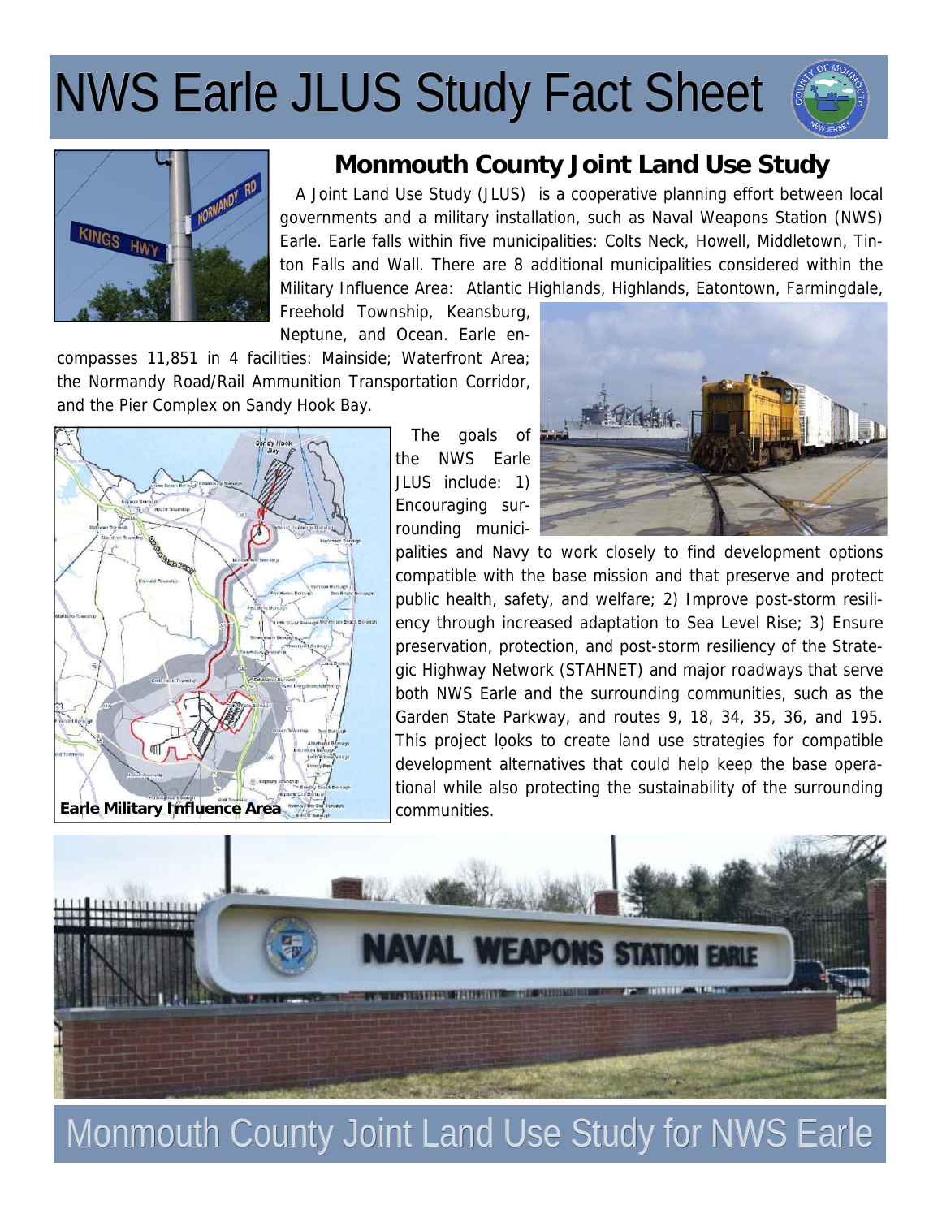# NWS Earle JLUS Study Fact Sheet

## Monmouth County Joint Land Use Study

A Joint Land Use Study (JLUS) is a cooperative planning effort between local governments and a military installation, such as Naval Weapons Station (NWS) Earle. Earle falls within five municipalities: Colts Neck, Howell, Middletown, Tinton Falls and Wall. There are 8 additional municipalities considered within the Military Influence Area: Atlantic Highlands, Highlands, Eatontown, Farmingdale, Freehold Township, Keansburg, Neptune, and Ocean. Earle encompasses 11,851 in 4 facilities: Mainside; Waterfront Area; the Normandy Road/Rail Ammunition Transportation Corridor, and the Pier Complex on Sandy Hook Bay.

**Earle Military Influence Area**

The goals of the NWS Earle JLUS include: 1) Encouraging surrounding municipalities and Navy to work closely to find development options compatible with the base mission and that preserve and protect public health, safety, and welfare; 2) Improve post-storm resiliency through increased adaptation to Sea Level Rise; 3) Ensure preservation, protection, and post-storm resiliency of the Strategic Highway Network (STAHNET) and major roadways that serve both NWS Earle and the surrounding communities, such as the Garden State Parkway, and routes 9, 18, 34, 35, 36, and 195. This project looks to create land use strategies for compatible development alternatives that could help keep the base operational while also protecting the sustainability of the surrounding communities.

Monmouth County Joint Land Use Study for NWS Earle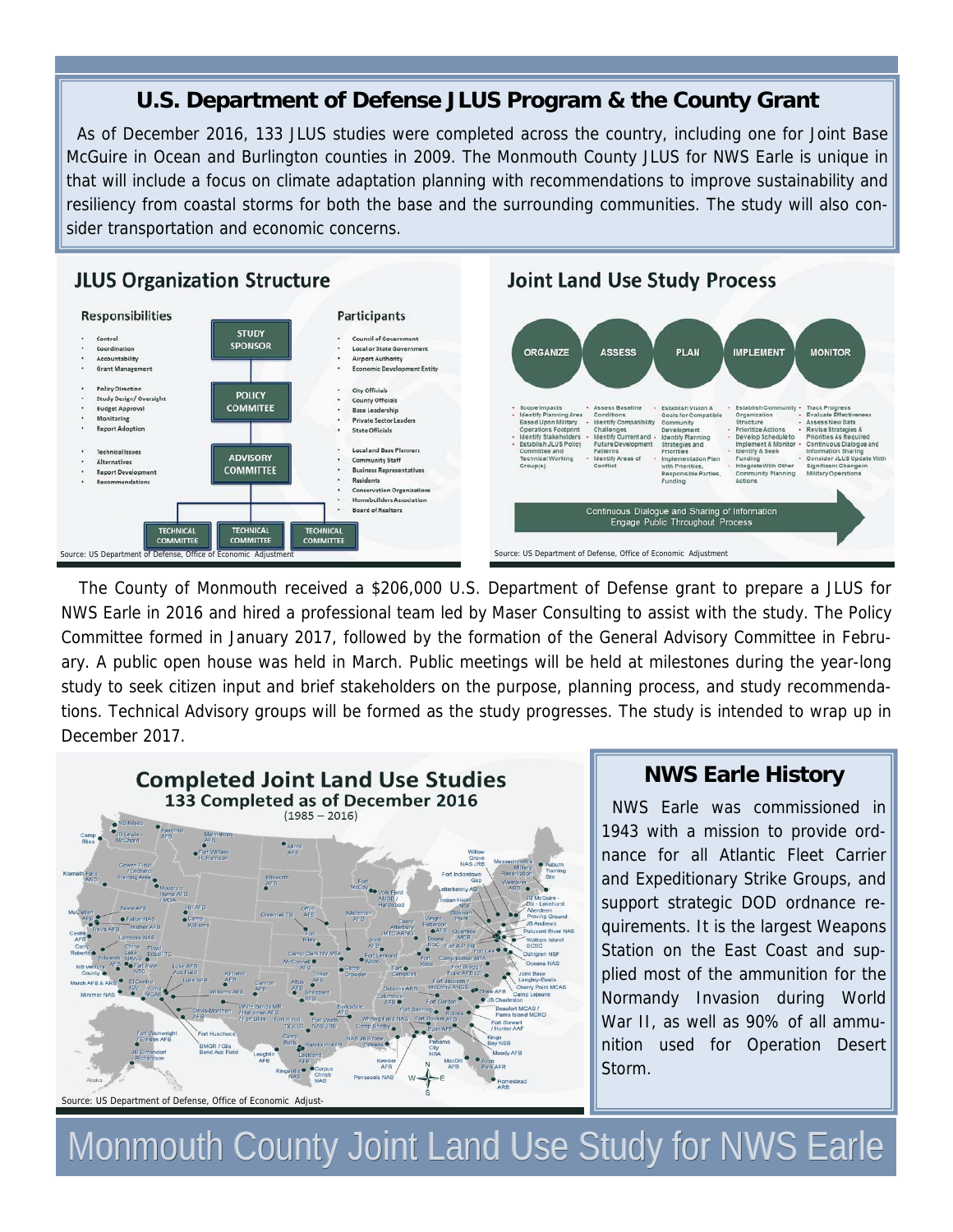## U.S. Department of Defense JLUS Program & the County Grant

As of December 2016, 133 JLUS studies were completed across the country, including one for Joint Base McGuire in Ocean and Burlington counties in 2009. The Monmouth County JLUS for NWS Earle is unique in that will include a focus on climate adaptation planning with recommendations to improve sustainability and resiliency from coastal storms for both the base and the surrounding communities. The study will also consider transportation and economic concerns.

### JLUS Organization Structure

Responsibilities

- Control
- Coordination
- Accountability
- Grant Management

STUDY SPONSOR

Participants

- Council of Government
- Local or State Government
- Airport Authority
- Economic Development Entity

- Policy Direction
- Study Design/ Oversight
- Budget Approval
- Monitoring
- Report Adoption

POLICY COMMITEE

- City Officials
- County Officials
- Base Leadership
- Private Sector Leaders
- State Officials

- Technical Issues
- Alternatives
- Report Development
- Recommendations

ADVISORY COMMITTEE

- Local and Base Planners
- Community Staff
- Business Representatives
- Residents
- Conservation Organizations
- Homebuilders Association
- Board of Realtors

TECHNICAL COMMITTEE | TECHNICAL COMMITTEE | TECHNICAL COMMITTEE

Source: US Department of Defense, Office of Economic Adjustment

### Joint Land Use Study Process

ORGANIZE | ASSESS | PLAN | IMPLEMENT | MONITOR

ORGANIZE:
- Scope Impacts
- Identify Planning Area Based Upon Military Operations Footprint
- Identify Stakeholders
- Establish JLUS Policy Committee and Technical Working Group(s)

ASSESS:
- Assess Baseline Conditions
- Identify Compatibility Challenges
- Identify Current and Future Development Patterns
- Identify Areas of Conflict

PLAN:
- Establish Vision & Goals for Compatible Community Development
- Identify Planning Strategies and Priorities
- Implementation Plan with Priorities, Responsible Parties, Funding

IMPLEMENT:
- Establish Community Organization Structure
- Prioritize Actions
- Develop Schedule to Implement & Monitor
- Identify & Seek Funding
- Integrate With Other Community Planning Actions

MONITOR:
- Track Progress
- Evaluate Effectiveness
- Assess New Data
- Revise Strategies & Priorities As Required
- Continuous Dialogue and Information Sharing
- Consider JLUS Update With Significant Change in Military Operations

Continuous Dialogue and Sharing of Information
Engage Public Throughout Process

Source: US Department of Defense, Office of Economic Adjustment

The County of Monmouth received a $206,000 U.S. Department of Defense grant to prepare a JLUS for NWS Earle in 2016 and hired a professional team led by Maser Consulting to assist with the study. The Policy Committee formed in January 2017, followed by the formation of the General Advisory Committee in February. A public open house was held in March. Public meetings will be held at milestones during the year-long study to seek citizen input and brief stakeholders on the purpose, planning process, and study recommendations. Technical Advisory groups will be formed as the study progresses. The study is intended to wrap up in December 2017.

### Completed Joint Land Use Studies

133 Completed as of December 2016

(1985 – 2016)

Source: US Department of Defense, Office of Economic Adjust-

## NWS Earle History

NWS Earle was commissioned in 1943 with a mission to provide ordnance for all Atlantic Fleet Carrier and Expeditionary Strike Groups, and support strategic DOD ordnance requirements. It is the largest Weapons Station on the East Coast and supplied most of the ammunition for the Normandy Invasion during World War II, as well as 90% of all ammunition used for Operation Desert Storm.

# Monmouth County Joint Land Use Study for NWS Earle